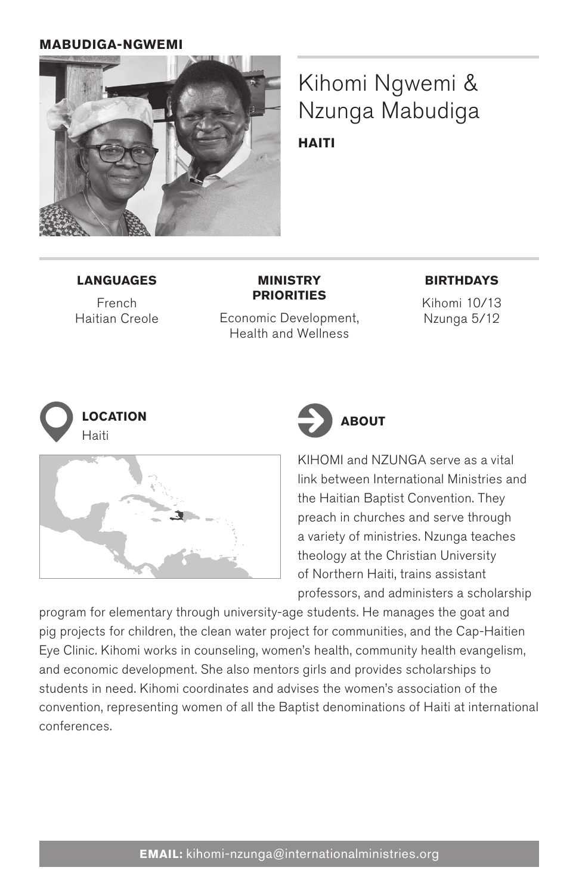**MABUDIGA-NGWEMI**

# Kihomi Ngwemi & Nzunga Mabudiga

**HAITI**

**LANGUAGES**

French
Haitian Creole

**MINISTRY PRIORITIES**

Economic Development, Health and Wellness

**BIRTHDAYS**

Kihomi 10/13
Nzunga 5/12

**LOCATION**

Haiti

**ABOUT**

KIHOMI and NZUNGA serve as a vital link between International Ministries and the Haitian Baptist Convention. They preach in churches and serve through a variety of ministries. Nzunga teaches theology at the Christian University of Northern Haiti, trains assistant professors, and administers a scholarship program for elementary through university-age students. He manages the goat and pig projects for children, the clean water project for communities, and the Cap-Haitien Eye Clinic. Kihomi works in counseling, women's health, community health evangelism, and economic development. She also mentors girls and provides scholarships to students in need. Kihomi coordinates and advises the women's association of the convention, representing women of all the Baptist denominations of Haiti at international conferences.

**EMAIL:** kihomi-nzunga@internationalministries.org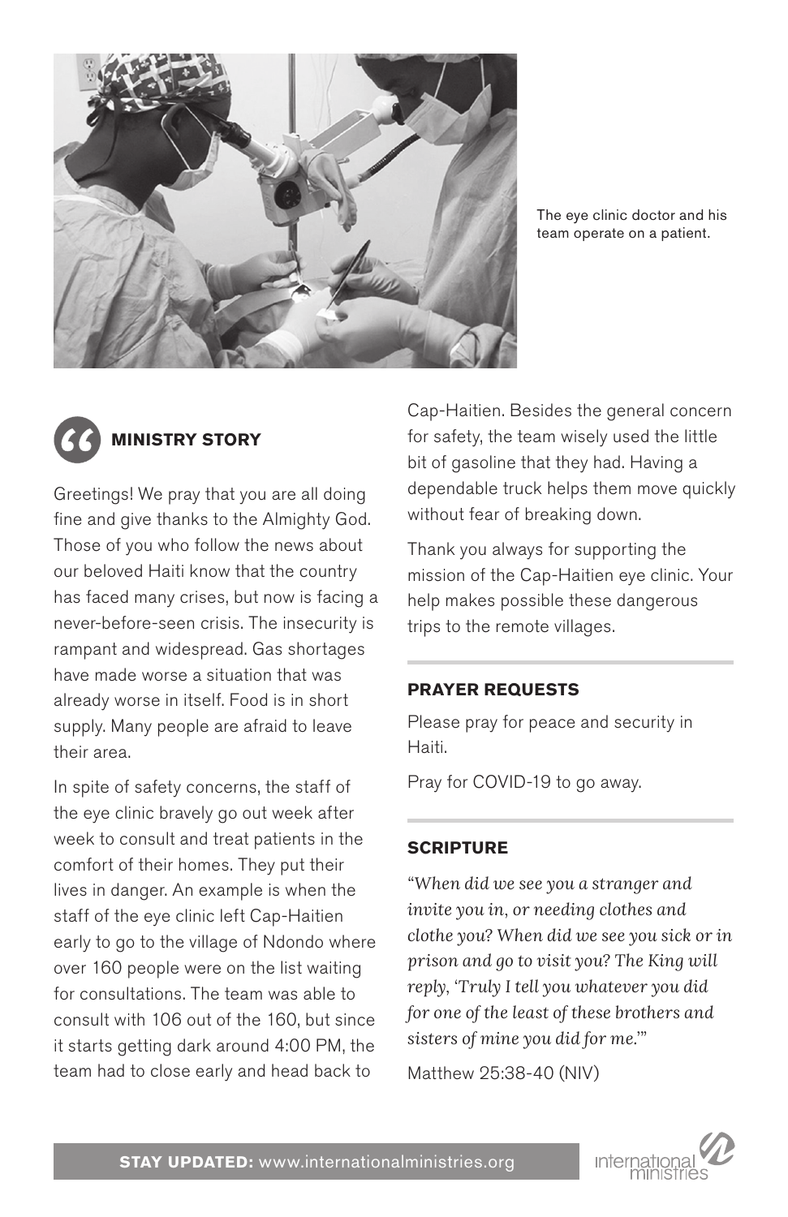The eye clinic doctor and his team operate on a patient.

## MINISTRY STORY

Greetings! We pray that you are all doing fine and give thanks to the Almighty God. Those of you who follow the news about our beloved Haiti know that the country has faced many crises, but now is facing a never-before-seen crisis. The insecurity is rampant and widespread. Gas shortages have made worse a situation that was already worse in itself. Food is in short supply. Many people are afraid to leave their area.

In spite of safety concerns, the staff of the eye clinic bravely go out week after week to consult and treat patients in the comfort of their homes. They put their lives in danger. An example is when the staff of the eye clinic left Cap-Haitien early to go to the village of Ndondo where over 160 people were on the list waiting for consultations. The team was able to consult with 106 out of the 160, but since it starts getting dark around 4:00 PM, the team had to close early and head back to Cap-Haitien. Besides the general concern for safety, the team wisely used the little bit of gasoline that they had. Having a dependable truck helps them move quickly without fear of breaking down.

Thank you always for supporting the mission of the Cap-Haitien eye clinic. Your help makes possible these dangerous trips to the remote villages.

## PRAYER REQUESTS

Please pray for peace and security in Haiti.

Pray for COVID-19 to go away.

## SCRIPTURE

*"When did we see you a stranger and invite you in, or needing clothes and clothe you? When did we see you sick or in prison and go to visit you? The King will reply, 'Truly I tell you whatever you did for one of the least of these brothers and sisters of mine you did for me.'"*

Matthew 25:38-40 (NIV)

**STAY UPDATED:** www.internationalministries.org